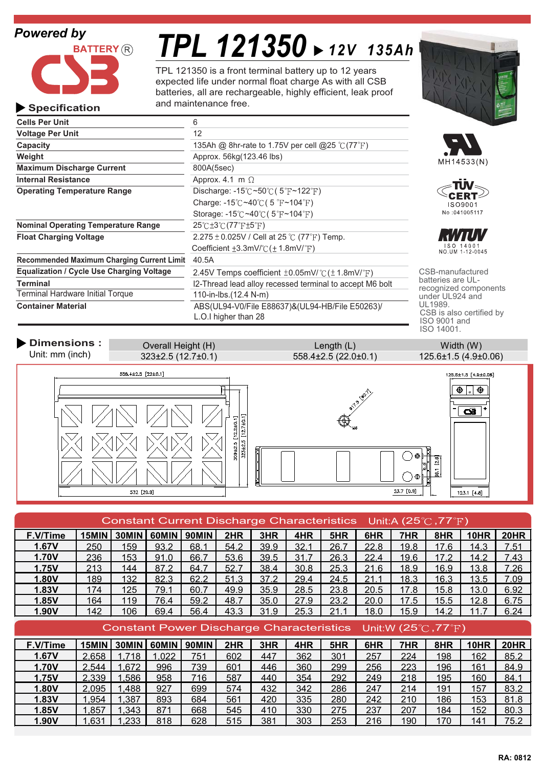**Powered by**

BATTERY® CSB

# TPL 121350 ▶ 12V 135Ah

TPL 121350 is a front terminal battery up to 12 years expected life under normal float charge As with all CSB batteries, all are rechargeable, highly efficient, leak proof and maintenance free.

## ▶ Specification

| | |
|---|---|
| **Cells Per Unit** | 6 |
| **Voltage Per Unit** | 12 |
| **Capacity** | 135Ah @ 8hr-rate to 1.75V per cell @25 ℃(77℉) |
| **Weight** | Approx. 56kg(123.46 lbs) |
| **Maximum Discharge Current** | 800A(5sec) |
| **Internal Resistance** | Approx. 4.1 mΩ |
| **Operating Temperature Range** | Discharge: -15℃~50℃( 5℉~122℉)<br>Charge: -15℃~40℃( 5℉~104℉)<br>Storage: -15℃~40℃( 5℉~104℉) |
| **Nominal Operating Temperature Range** | 25℃±3℃(77℉±5℉) |
| **Float Charging Voltage** | 2.275±0.025V / Cell at 25℃ (77℉) Temp.<br>Coefficient ±3.3mV/℃(±1.8mV/℉) |
| **Recommended Maximum Charging Current Limit** | 40.5A |
| **Equalization / Cycle Use Charging Voltage** | 2.45V Temps coefficient ±0.05mV/℃(±1.8mV/℉) |
| **Terminal** | I2-Thread lead alloy recessed terminal to accept M6 bolt |
| Terminal Hardware Initial Torque | 110-in-lbs.(12.4 N-m) |
| **Container Material** | ABS(UL94-V0/File E88637)&(UL94-HB/File E50263)/<br>L.O.I higher than 28 |

MH14533(N)

TÜV CERT ISO9001 No :041005117

RWTÜV ISO 14001 NO.UM 1-12-0045

CSB-manufactured batteries are UL-recognized components under UL924 and UL1989.
CSB is also certified by ISO 9001 and ISO 14001.

## ▶ Dimensions :

Unit: mm (inch)

| Overall Height (H) | Length (L) | Width (W) |
|---|---|---|
| 323±2.5 (12.7±0.1) | 558.4±2.5 (22.0±0.1) | 125.6±1.5 (4.9±0.06) |

558.4±2.5 [22±0.1] — 532 [20.9] — 309±2.5 [12.2±0.1] — 323±2.5 [12.7±0.1] — Ø17.5 [Ø0.7] — M6 — 23.7 [0.9] — 58.1 [2.3] — 125.6±1.5 [4.9±0.06] — 123.1 [4.8]

## Constant Current Discharge Characteristics Unit:A (25℃,77℉)

| F.V/Time | 15MIN | 30MIN | 60MIN | 90MIN | 2HR | 3HR | 4HR | 5HR | 6HR | 7HR | 8HR | 10HR | 20HR |
|---|---|---|---|---|---|---|---|---|---|---|---|---|---|
| 1.67V | 250 | 159 | 93.2 | 68.1 | 54.2 | 39.9 | 32.1 | 26.7 | 22.8 | 19.8 | 17.6 | 14.3 | 7.51 |
| 1.70V | 236 | 153 | 91.0 | 66.7 | 53.6 | 39.5 | 31.7 | 26.3 | 22.4 | 19.6 | 17.2 | 14.2 | 7.43 |
| 1.75V | 213 | 144 | 87.2 | 64.7 | 52.7 | 38.4 | 30.8 | 25.3 | 21.6 | 18.9 | 16.9 | 13.8 | 7.26 |
| 1.80V | 189 | 132 | 82.3 | 62.2 | 51.3 | 37.2 | 29.4 | 24.5 | 21.1 | 18.3 | 16.3 | 13.5 | 7.09 |
| 1.83V | 174 | 125 | 79.1 | 60.7 | 49.9 | 35.9 | 28.5 | 23.8 | 20.5 | 17.8 | 15.8 | 13.0 | 6.92 |
| 1.85V | 164 | 119 | 76.4 | 59.2 | 48.7 | 35.0 | 27.9 | 23.2 | 20.0 | 17.5 | 15.5 | 12.8 | 6.75 |
| 1.90V | 142 | 106 | 69.4 | 56.4 | 43.3 | 31.9 | 25.3 | 21.1 | 18.0 | 15.9 | 14.2 | 11.7 | 6.24 |

## Constant Power Discharge Characteristics Unit:W (25℃,77℉)

| F.V/Time | 15MIN | 30MIN | 60MIN | 90MIN | 2HR | 3HR | 4HR | 5HR | 6HR | 7HR | 8HR | 10HR | 20HR |
|---|---|---|---|---|---|---|---|---|---|---|---|---|---|
| 1.67V | 2,658 | 1,718 | 1,022 | 751 | 602 | 447 | 362 | 301 | 257 | 224 | 198 | 162 | 85.2 |
| 1.70V | 2,544 | 1,672 | 996 | 739 | 601 | 446 | 360 | 299 | 256 | 223 | 196 | 161 | 84.9 |
| 1.75V | 2,339 | 1,586 | 958 | 716 | 587 | 440 | 354 | 292 | 249 | 218 | 195 | 160 | 84.1 |
| 1.80V | 2,095 | 1,488 | 927 | 699 | 574 | 432 | 342 | 286 | 247 | 214 | 191 | 157 | 83.2 |
| 1.83V | 1,954 | 1,387 | 893 | 684 | 561 | 420 | 335 | 280 | 242 | 210 | 186 | 153 | 81.8 |
| 1.85V | 1,857 | 1,343 | 871 | 668 | 545 | 410 | 330 | 275 | 237 | 207 | 184 | 152 | 80.3 |
| 1.90V | 1,631 | 1,233 | 818 | 628 | 515 | 381 | 303 | 253 | 216 | 190 | 170 | 141 | 75.2 |

RA: 0812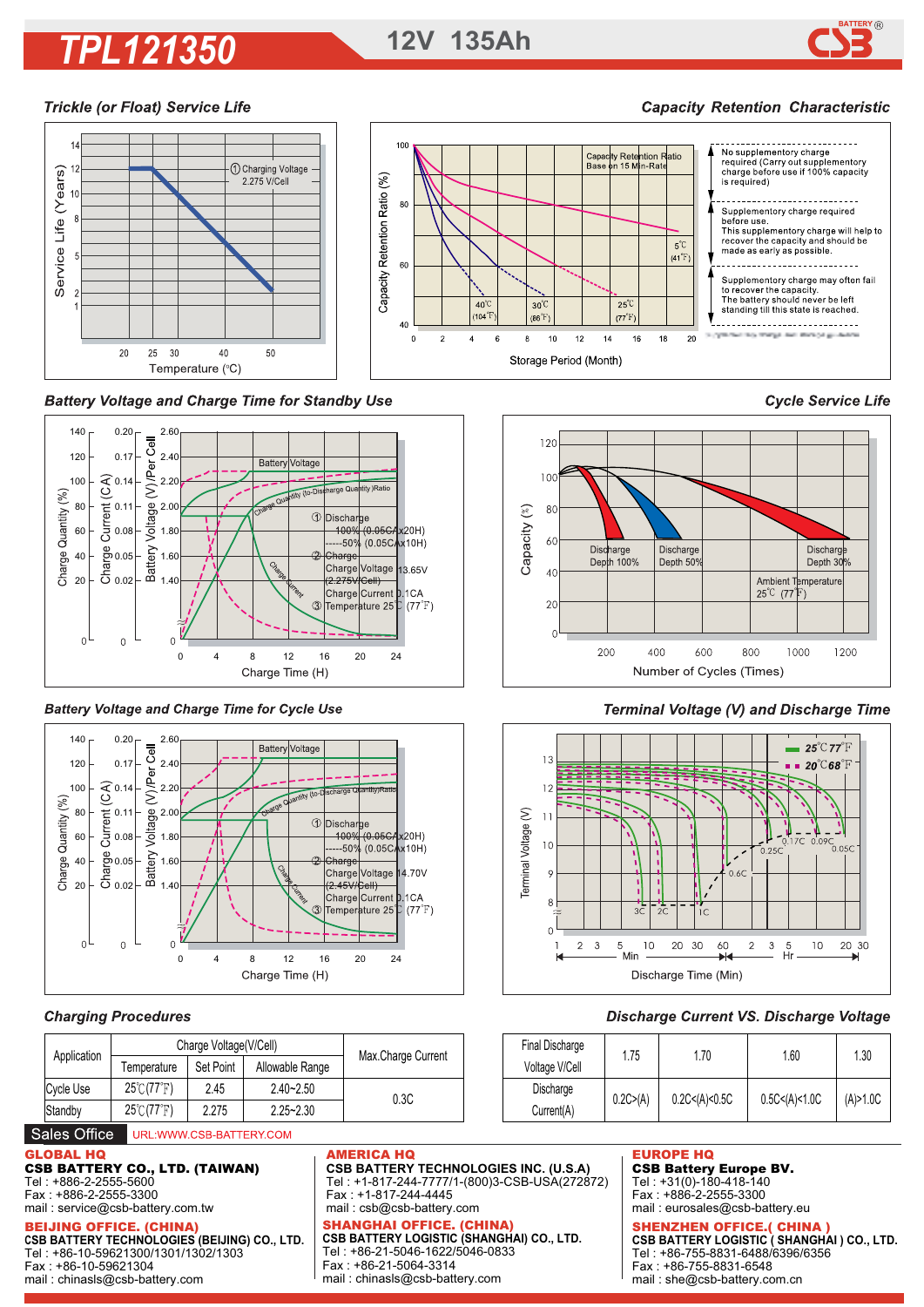# TPL121350

12V 135Ah

## Trickle (or Float) Service Life

Service Life (Years)

14
12
10
8
5
2
1

① Charging Voltage
2.275 V/Cell

20 25 30 40 50

Temperature (°C)

## Capacity Retention Characteristic

Capacity Retention Ratio (%)

100
80
60
40

Capacity Retention Ratio
Base on 15 Min-Rate

5℃ (41℉)
40℃ (104℉)
30℃ (86℉)
25℃ (77℉)

0 2 4 6 8 10 12 14 16 18 20

Storage Period (Month)

No supplementary charge required (Carry out supplementary charge before use if 100% capacity is required)

Supplementary charge required before use.
This supplementary charge will help to recover the capacity and should be made as early as possible.

Supplementary charge may often fail to recover the capacity.
The battery should never be left standing till this state is reached.

## Battery Voltage and Charge Time for Standby Use

Charge Quantity (%)
Charge Current (CA)
Battery Voltage (V)/Per Cell

140 0.20 2.60
120 0.17 2.40
100 0.14 2.20
80 0.11 2.00
60 0.08 1.80
40 0.05 1.60
20 0.02 1.40
0 0 0

Battery Voltage
Charge Quantity (to-Discharge Quantity)Ratio
Charge Current

① Discharge
100% (0.05CAx20H)
-----50% (0.05CAx10H)
② Charge
Charge Voltage 13.65V
(2.275V/Cell)
Charge Current 0.1CA
③ Temperature 25℃ (77℉)

0 4 8 12 16 20 24

Charge Time (H)

## Cycle Service Life

Capacity (%)

120
100
80
60
40
20
0

Discharge Depth 100%
Discharge Depth 50%
Discharge Depth 30%

Ambient Temperature
25℃ (77℉)

200 400 600 800 1000 1200

Number of Cycles (Times)

## Battery Voltage and Charge Time for Cycle Use

Charge Quantity (%)
Charge Current (CA)
Battery Voltage (V)/Per Cell

140 0.20 2.60
120 0.17 2.40
100 0.14 2.20
80 0.11 2.00
60 0.08 1.80
40 0.05 1.60
20 0.02 1.40
0 0 0

Battery Voltage
Charge Quantity (to-Discharge Quantity)Ratio
Charge Current

① Discharge
100% (0.05CAx20H)
-----50% (0.05CAx10H)
② Charge
Charge Voltage 14.70V
(2.45V/Cell)
Charge Current 0.1CA
③ Temperature 25℃ (77℉)

0 4 8 12 16 20 24

Charge Time (H)

## Terminal Voltage (V) and Discharge Time

Terminal Voltage (V)

13
12
11
10
9
8
0

25℃77℉
20℃68℉

3C 2C 1C 0.6C 0.25C 0.17C 0.09C 0.05C

1 2 3 5 10 20 30 60 2 3 5 10 20 30

Min Hr

Discharge Time (Min)

## Charging Procedures

| Application | Charge Voltage(V/Cell) | | | Max.Charge Current |
|---|---|---|---|---|
| | Temperature | Set Point | Allowable Range | |
| Cycle Use | 25℃(77℉) | 2.45 | 2.40~2.50 | 0.3C |
| Standby | 25℃(77℉) | 2.275 | 2.25~2.30 | |

## Discharge Current VS. Discharge Voltage

| Final Discharge Voltage V/Cell | 1.75 | 1.70 | 1.60 | 1.30 |
|---|---|---|---|---|
| Discharge Current(A) | 0.2C>(A) | 0.2C<(A)<0.5C | 0.5C<(A)<1.0C | (A)>1.0C |

Sales Office URL:WWW.CSB-BATTERY.COM

**GLOBAL HQ**
**CSB BATTERY CO., LTD. (TAIWAN)**
Tel : +886-2-2555-5600
Fax : +886-2-2555-3300
mail : service@csb-battery.com.tw

**AMERICA HQ**
**CSB BATTERY TECHNOLOGIES INC. (U.S.A)**
Tel : +1-817-244-7777/1-(800)3-CSB-USA(272872)
Fax : +1-817-244-4445
mail : csb@csb-battery.com

**EUROPE HQ**
**CSB Battery Europe BV.**
Tel : +31(0)-180-418-140
Fax : +886-2-2555-3300
mail : eurosales@csb-battery.eu

**BEIJING OFFICE. (CHINA)**
**CSB BATTERY TECHNOLOGIES (BEIJING) CO., LTD.**
Tel : +86-10-59621300/1301/1302/1303
Fax : +86-10-59621304
mail : chinasls@csb-battery.com

**SHANGHAI OFFICE. (CHINA)**
**CSB BATTERY LOGISTIC (SHANGHAI) CO., LTD.**
Tel : +86-21-5046-1622/5046-0833
Fax : +86-21-5064-3314
mail : chinasls@csb-battery.com

**SHENZHEN OFFICE.( CHINA )**
**CSB BATTERY LOGISTIC ( SHANGHAI ) CO., LTD.**
Tel : +86-755-8831-6488/6396/6356
Fax : +86-755-8831-6548
mail : she@csb-battery.com.cn